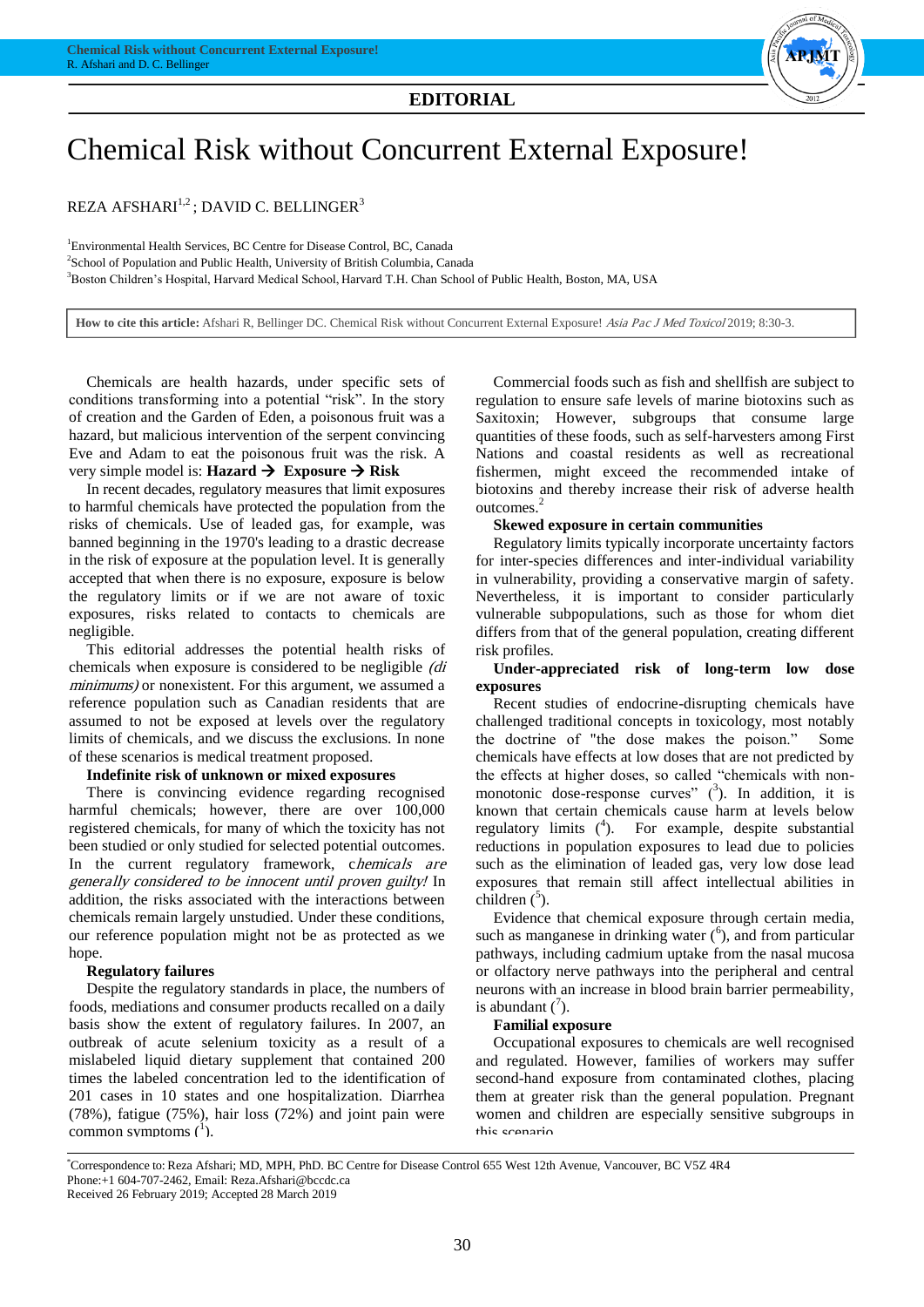**EDITORIAL**

# Chemical Risk without Concurrent External Exposure!

REZA AFSHARI[1,2]; DAVID C. BELLINGER[3]

[1]Environmental Health Services, BC Centre for Disease Control, BC, Canada
[2]School of Population and Public Health, University of British Columbia, Canada
[3]Boston Children's Hospital, Harvard Medical School, Harvard T.H. Chan School of Public Health, Boston, MA, USA

**How to cite this article:** Afshari R, Bellinger DC. Chemical Risk without Concurrent External Exposure! *Asia Pac J Med Toxicol* 2019; 8:30-3.

Chemicals are health hazards, under specific sets of conditions transforming into a potential "risk". In the story of creation and the Garden of Eden, a poisonous fruit was a hazard, but malicious intervention of the serpent convincing Eve and Adam to eat the poisonous fruit was the risk. A very simple model is: **Hazard → Exposure → Risk**

In recent decades, regulatory measures that limit exposures to harmful chemicals have protected the population from the risks of chemicals. Use of leaded gas, for example, was banned beginning in the 1970's leading to a drastic decrease in the risk of exposure at the population level. It is generally accepted that when there is no exposure, exposure is below the regulatory limits or if we are not aware of toxic exposures, risks related to contacts to chemicals are negligible.

This editorial addresses the potential health risks of chemicals when exposure is considered to be negligible *(di minimums)* or nonexistent. For this argument, we assumed a reference population such as Canadian residents that are assumed to not be exposed at levels over the regulatory limits of chemicals, and we discuss the exclusions. In none of these scenarios is medical treatment proposed.

**Indefinite risk of unknown or mixed exposures**

There is convincing evidence regarding recognised harmful chemicals; however, there are over 100,000 registered chemicals, for many of which the toxicity has not been studied or only studied for selected potential outcomes. In the current regulatory framework, c*hemicals are generally considered to be innocent until proven guilty!* In addition, the risks associated with the interactions between chemicals remain largely unstudied. Under these conditions, our reference population might not be as protected as we hope.

**Regulatory failures**

Despite the regulatory standards in place, the numbers of foods, mediations and consumer products recalled on a daily basis show the extent of regulatory failures. In 2007, an outbreak of acute selenium toxicity as a result of a mislabeled liquid dietary supplement that contained 200 times the labeled concentration led to the identification of 201 cases in 10 states and one hospitalization. Diarrhea (78%), fatigue (75%), hair loss (72%) and joint pain were common symptoms ([1]).

Commercial foods such as fish and shellfish are subject to regulation to ensure safe levels of marine biotoxins such as Saxitoxin; However, subgroups that consume large quantities of these foods, such as self-harvesters among First Nations and coastal residents as well as recreational fishermen, might exceed the recommended intake of biotoxins and thereby increase their risk of adverse health outcomes.[2]

**Skewed exposure in certain communities**

Regulatory limits typically incorporate uncertainty factors for inter-species differences and inter-individual variability in vulnerability, providing a conservative margin of safety. Nevertheless, it is important to consider particularly vulnerable subpopulations, such as those for whom diet differs from that of the general population, creating different risk profiles.

**Under-appreciated risk of long-term low dose exposures**

Recent studies of endocrine-disrupting chemicals have challenged traditional concepts in toxicology, most notably the doctrine of "the dose makes the poison." Some chemicals have effects at low doses that are not predicted by the effects at higher doses, so called "chemicals with non-monotonic dose-response curves" ([3]). In addition, it is known that certain chemicals cause harm at levels below regulatory limits ([4]). For example, despite substantial reductions in population exposures to lead due to policies such as the elimination of leaded gas, very low dose lead exposures that remain still affect intellectual abilities in children ([5]).

Evidence that chemical exposure through certain media, such as manganese in drinking water ([6]), and from particular pathways, including cadmium uptake from the nasal mucosa or olfactory nerve pathways into the peripheral and central neurons with an increase in blood brain barrier permeability, is abundant ([7]).

**Familial exposure**

Occupational exposures to chemicals are well recognised and regulated. However, families of workers may suffer second-hand exposure from contaminated clothes, placing them at greater risk than the general population. Pregnant women and children are especially sensitive subgroups in this scenario

*Correspondence to: Reza Afshari; MD, MPH, PhD. BC Centre for Disease Control 655 West 12th Avenue, Vancouver, BC V5Z 4R4
Phone:+1 604-707-2462, Email: Reza.Afshari@bccdc.ca
Received 26 February 2019; Accepted 28 March 2019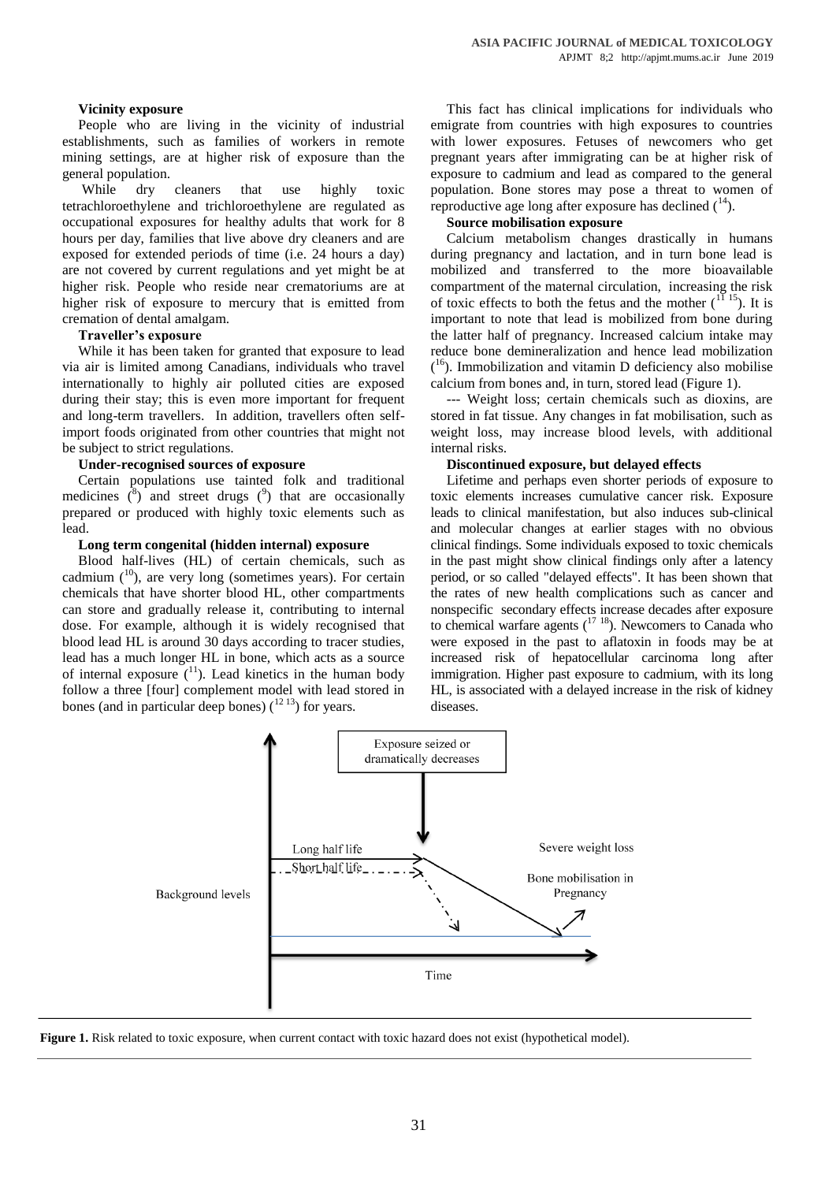**Vicinity exposure**

People who are living in the vicinity of industrial establishments, such as families of workers in remote mining settings, are at higher risk of exposure than the general population.

While dry cleaners that use highly toxic tetrachloroethylene and trichloroethylene are regulated as occupational exposures for healthy adults that work for 8 hours per day, families that live above dry cleaners and are exposed for extended periods of time (i.e. 24 hours a day) are not covered by current regulations and yet might be at higher risk. People who reside near crematoriums are at higher risk of exposure to mercury that is emitted from cremation of dental amalgam.

**Traveller's exposure**

While it has been taken for granted that exposure to lead via air is limited among Canadians, individuals who travel internationally to highly air polluted cities are exposed during their stay; this is even more important for frequent and long-term travellers. In addition, travellers often self-import foods originated from other countries that might not be subject to strict regulations.

**Under-recognised sources of exposure**

Certain populations use tainted folk and traditional medicines ([8]) and street drugs ([9]) that are occasionally prepared or produced with highly toxic elements such as lead.

**Long term congenital (hidden internal) exposure**

Blood half-lives (HL) of certain chemicals, such as cadmium ([10]), are very long (sometimes years). For certain chemicals that have shorter blood HL, other compartments can store and gradually release it, contributing to internal dose. For example, although it is widely recognised that blood lead HL is around 30 days according to tracer studies, lead has a much longer HL in bone, which acts as a source of internal exposure ([11]). Lead kinetics in the human body follow a three [four] complement model with lead stored in bones (and in particular deep bones) ([12 13]) for years.

This fact has clinical implications for individuals who emigrate from countries with high exposures to countries with lower exposures. Fetuses of newcomers who get pregnant years after immigrating can be at higher risk of exposure to cadmium and lead as compared to the general population. Bone stores may pose a threat to women of reproductive age long after exposure has declined ([14]).

**Source mobilisation exposure**

Calcium metabolism changes drastically in humans during pregnancy and lactation, and in turn bone lead is mobilized and transferred to the more bioavailable compartment of the maternal circulation, increasing the risk of toxic effects to both the fetus and the mother ([11 15]). It is important to note that lead is mobilized from bone during the latter half of pregnancy. Increased calcium intake may reduce bone demineralization and hence lead mobilization ([16]). Immobilization and vitamin D deficiency also mobilise calcium from bones and, in turn, stored lead (Figure 1).

--- Weight loss; certain chemicals such as dioxins, are stored in fat tissue. Any changes in fat mobilisation, such as weight loss, may increase blood levels, with additional internal risks.

**Discontinued exposure, but delayed effects**

Lifetime and perhaps even shorter periods of exposure to toxic elements increases cumulative cancer risk. Exposure leads to clinical manifestation, but also induces sub-clinical and molecular changes at earlier stages with no obvious clinical findings. Some individuals exposed to toxic chemicals in the past might show clinical findings only after a latency period, or so called "delayed effects". It has been shown that the rates of new health complications such as cancer and nonspecific secondary effects increase decades after exposure to chemical warfare agents ([17 18]). Newcomers to Canada who were exposed in the past to aflatoxin in foods may be at increased risk of hepatocellular carcinoma long after immigration. Higher past exposure to cadmium, with its long HL, is associated with a delayed increase in the risk of kidney diseases.

Exposure seized or dramatically decreases

Long half life

Short half life

Background levels

Severe weight loss

Bone mobilisation in Pregnancy

Time

**Figure 1.** Risk related to toxic exposure, when current contact with toxic hazard does not exist (hypothetical model).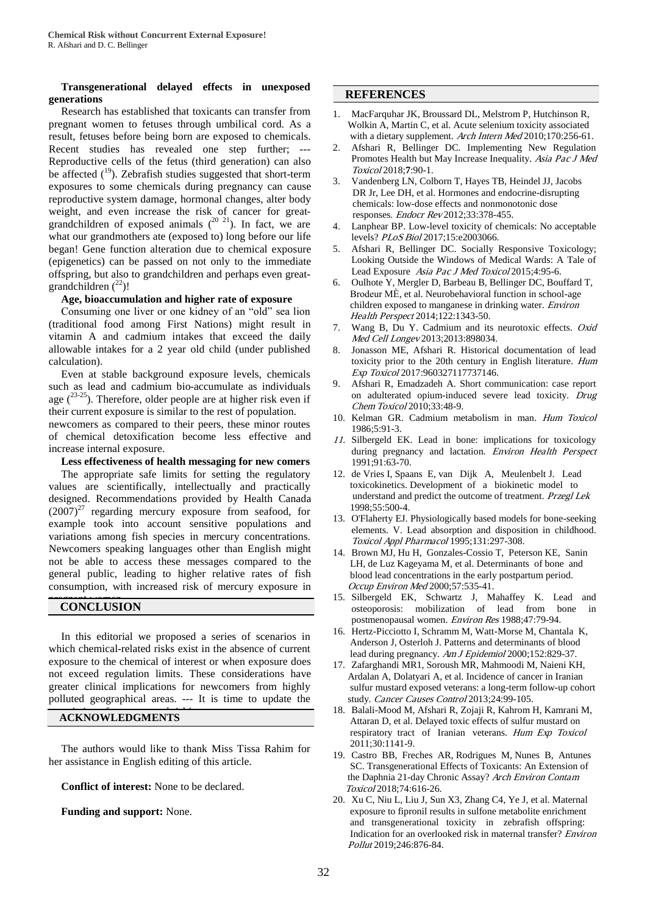**Transgenerational delayed effects in unexposed generations**

Research has established that toxicants can transfer from pregnant women to fetuses through umbilical cord. As a result, fetuses before being born are exposed to chemicals. Recent studies has revealed one step further; --- Reproductive cells of the fetus (third generation) can also be affected ([19]). Zebrafish studies suggested that short-term exposures to some chemicals during pregnancy can cause reproductive system damage, hormonal changes, alter body weight, and even increase the risk of cancer for great-grandchildren of exposed animals ([20 21]). In fact, we are what our grandmothers ate (exposed to) long before our life began! Gene function alteration due to chemical exposure (epigenetics) can be passed on not only to the immediate offspring, but also to grandchildren and perhaps even great-grandchildren ([22])!

**Age, bioaccumulation and higher rate of exposure**

Consuming one liver or one kidney of an "old" sea lion (traditional food among First Nations) might result in vitamin A and cadmium intakes that exceed the daily allowable intakes for a 2 year old child (under published calculation).

Even at stable background exposure levels, chemicals such as lead and cadmium bio-accumulate as individuals age ([23-25]). Therefore, older people are at higher risk even if their current exposure is similar to the rest of population.

newcomers as compared to their peers, these minor routes of chemical detoxification become less effective and increase internal exposure.

**Less effectiveness of health messaging for new comers**

The appropriate safe limits for setting the regulatory values are scientifically, intellectually and practically designed. Recommendations provided by Health Canada (2007)[27] regarding mercury exposure from seafood, for example took into account sensitive populations and variations among fish species in mercury concentrations. Newcomers speaking languages other than English might not be able to access these messages compared to the general public, leading to higher relative rates of fish consumption, with increased risk of mercury exposure in pregnant women.

## CONCLUSION

In this editorial we proposed a series of scenarios in which chemical-related risks exist in the absence of current exposure to the chemical of interest or when exposure does not exceed regulation limits. These considerations have greater clinical implications for newcomers from highly polluted geographical areas. --- It is time to update the

## ACKNOWLEDGMENTS

The authors would like to thank Miss Tissa Rahim for her assistance in English editing of this article.

**Conflict of interest:** None to be declared.

**Funding and support:** None.

## REFERENCES

1. MacFarquhar JK, Broussard DL, Melstrom P, Hutchinson R, Wolkin A, Martin C, et al. Acute selenium toxicity associated with a dietary supplement. *Arch Intern Med* 2010;170:256-61.
2. Afshari R, Bellinger DC. Implementing New Regulation Promotes Health but May Increase Inequality. *Asia Pac J Med Toxicol* 2018;**7**:90-1.
3. Vandenberg LN, Colborn T, Hayes TB, Heindel JJ, Jacobs DR Jr, Lee DH, et al. Hormones and endocrine-disrupting chemicals: low-dose effects and nonmonotonic dose responses. *Endocr Rev* 2012;33:378-455.
4. Lanphear BP. Low-level toxicity of chemicals: No acceptable levels? *PLoS Biol* 2017;15:e2003066.
5. Afshari R, Bellinger DC. Socially Responsive Toxicology; Looking Outside the Windows of Medical Wards: A Tale of Lead Exposure *Asia Pac J Med Toxicol* 2015;4:95-6.
6. Oulhote Y, Mergler D, Barbeau B, Bellinger DC, Bouffard T, Brodeur MÈ, et al. Neurobehavioral function in school-age children exposed to manganese in drinking water. *Environ Health Perspect* 2014;122:1343-50.
7. Wang B, Du Y. Cadmium and its neurotoxic effects. *Oxid Med Cell Longev* 2013;2013:898034.
8. Jonasson ME, Afshari R. Historical documentation of lead toxicity prior to the 20th century in English literature. *Hum Exp Toxicol* 2017:960327117737146.
9. Afshari R, Emadzadeh A. Short communication: case report on adulterated opium-induced severe lead toxicity. *Drug Chem Toxicol* 2010;33:48-9.
10. Kelman GR. Cadmium metabolism in man. *Hum Toxicol* 1986;5:91-3.
11. Silbergeld EK. Lead in bone: implications for toxicology during pregnancy and lactation. *Environ Health Perspect* 1991;91:63-70.
12. de Vries I, Spaans E, van Dijk A, Meulenbelt J. Lead toxicokinetics. Development of a biokinetic model to understand and predict the outcome of treatment. *Przegl Lek* 1998;55:500-4.
13. O'Flaherty EJ. Physiologically based models for bone-seeking elements. V. Lead absorption and disposition in childhood. *Toxicol Appl Pharmacol* 1995;131:297-308.
14. Brown MJ, Hu H, Gonzales-Cossio T, Peterson KE, Sanin LH, de Luz Kageyama M, et al. Determinants of bone and blood lead concentrations in the early postpartum period. *Occup Environ Med* 2000;57:535-41.
15. Silbergeld EK, Schwartz J, Mahaffey K. Lead and osteoporosis: mobilization of lead from bone in postmenopausal women. *Environ Res* 1988;47:79-94.
16. Hertz-Picciotto I, Schramm M, Watt-Morse M, Chantala K, Anderson J, Osterloh J. Patterns and determinants of blood lead during pregnancy. *Am J Epidemiol* 2000;152:829-37.
17. Zafarghandi MR1, Soroush MR, Mahmoodi M, Naieni KH, Ardalan A, Dolatyari A, et al. Incidence of cancer in Iranian sulfur mustard exposed veterans: a long-term follow-up cohort study. *Cancer Causes Control* 2013;24:99-105.
18. Balali-Mood M, Afshari R, Zojaji R, Kahrom H, Kamrani M, Attaran D, et al. Delayed toxic effects of sulfur mustard on respiratory tract of Iranian veterans. *Hum Exp Toxicol* 2011;30:1141-9.
19. Castro BB, Freches AR, Rodrigues M, Nunes B, Antunes SC. Transgenerational Effects of Toxicants: An Extension of the Daphnia 21-day Chronic Assay? *Arch Environ Contam Toxicol* 2018;74:616-26.
20. Xu C, Niu L, Liu J, Sun X3, Zhang C4, Ye J, et al. Maternal exposure to fipronil results in sulfone metabolite enrichment and transgenerational toxicity in zebrafish offspring: Indication for an overlooked risk in maternal transfer? *Environ Pollut* 2019;246:876-84.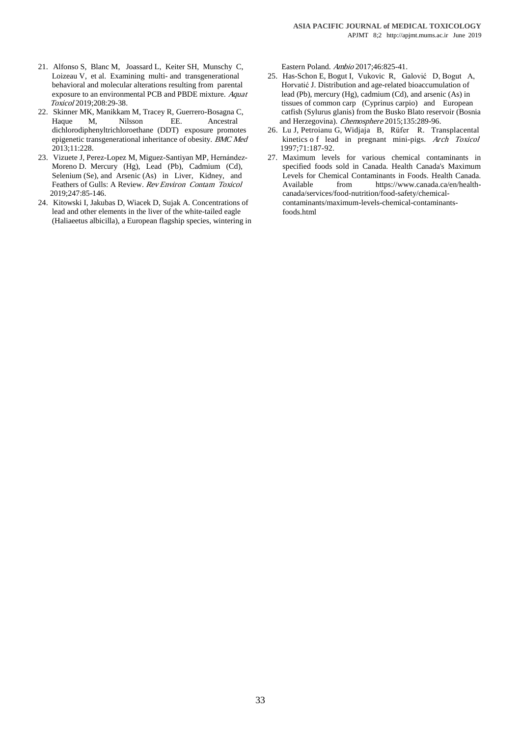21. Alfonso S, Blanc M, Joassard L, Keiter SH, Munschy C, Loizeau V, et al. Examining multi- and transgenerational behavioral and molecular alterations resulting from parental exposure to an environmental PCB and PBDE mixture. *Aquat Toxicol* 2019;208:29-38.
22. Skinner MK, Manikkam M, Tracey R, Guerrero-Bosagna C, Haque M, Nilsson EE. Ancestral dichlorodiphenyltrichloroethane (DDT) exposure promotes epigenetic transgenerational inheritance of obesity. *BMC Med* 2013;11:228.
23. Vizuete J, Perez-Lopez M, Miguez-Santiyan MP, Hernández-Moreno D. Mercury (Hg), Lead (Pb), Cadmium (Cd), Selenium (Se), and Arsenic (As) in Liver, Kidney, and Feathers of Gulls: A Review. *Rev Environ Contam Toxicol* 2019;247:85-146.
24. Kitowski I, Jakubas D, Wiacek D, Sujak A. Concentrations of lead and other elements in the liver of the white-tailed eagle (Haliaeetus albicilla), a European flagship species, wintering in Eastern Poland. *Ambio* 2017;46:825-41.
25. Has-Schon E, Bogut I, Vukovic R, Galović D, Bogut A, Horvatić J. Distribution and age-related bioaccumulation of lead (Pb), mercury (Hg), cadmium (Cd), and arsenic (As) in tissues of common carp (Cyprinus carpio) and European catfish (Sylurus glanis) from the Busko Blato reservoir (Bosnia and Herzegovina). *Chemosphere* 2015;135:289-96.
26. Lu J, Petroianu G, Widjaja B, Rüfer R. Transplacental kinetics of lead in pregnant mini-pigs. *Arch Toxicol* 1997;71:187-92.
27. Maximum levels for various chemical contaminants in specified foods sold in Canada. Health Canada's Maximum Levels for Chemical Contaminants in Foods. Health Canada. Available from https://www.canada.ca/en/health-canada/services/food-nutrition/food-safety/chemical-contaminants/maximum-levels-chemical-contaminants-foods.html